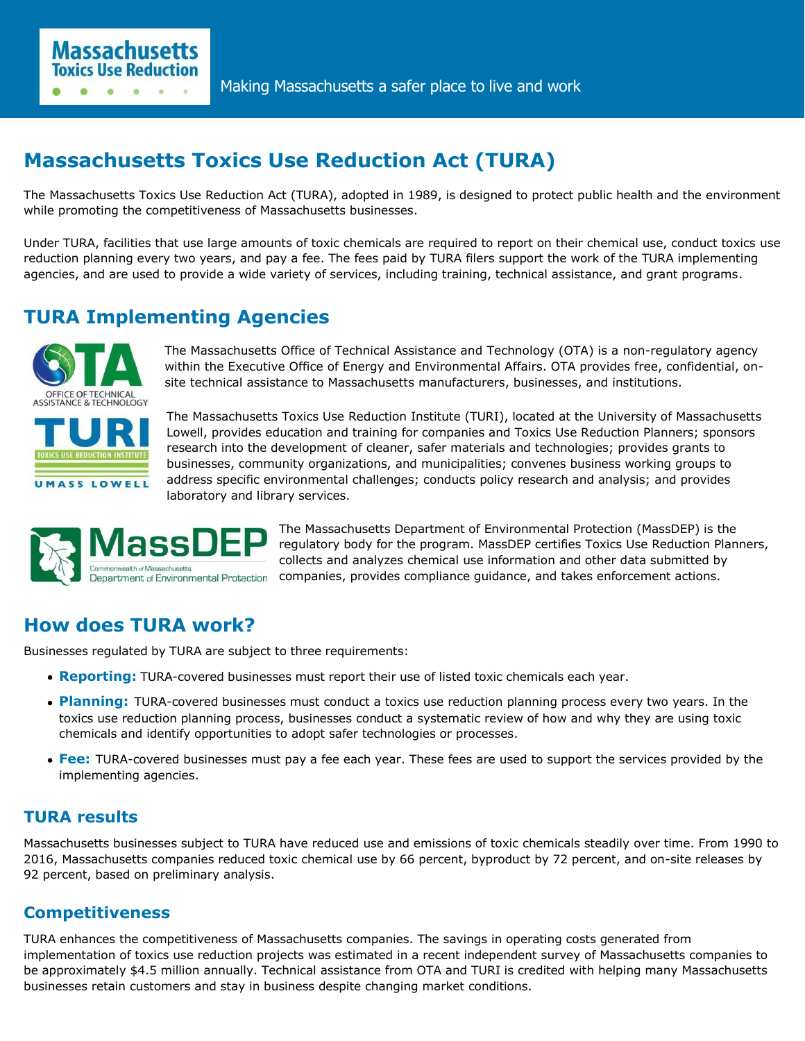Making Massachusetts a safer place to live and work

# Massachusetts Toxics Use Reduction Act (TURA)

The Massachusetts Toxics Use Reduction Act (TURA), adopted in 1989, is designed to protect public health and the environment while promoting the competitiveness of Massachusetts businesses.

Under TURA, facilities that use large amounts of toxic chemicals are required to report on their chemical use, conduct toxics use reduction planning every two years, and pay a fee. The fees paid by TURA filers support the work of the TURA implementing agencies, and are used to provide a wide variety of services, including training, technical assistance, and grant programs.

## TURA Implementing Agencies

The Massachusetts Office of Technical Assistance and Technology (OTA) is a non-regulatory agency within the Executive Office of Energy and Environmental Affairs. OTA provides free, confidential, on-site technical assistance to Massachusetts manufacturers, businesses, and institutions.

The Massachusetts Toxics Use Reduction Institute (TURI), located at the University of Massachusetts Lowell, provides education and training for companies and Toxics Use Reduction Planners; sponsors research into the development of cleaner, safer materials and technologies; provides grants to businesses, community organizations, and municipalities; convenes business working groups to address specific environmental challenges; conducts policy research and analysis; and provides laboratory and library services.

The Massachusetts Department of Environmental Protection (MassDEP) is the regulatory body for the program. MassDEP certifies Toxics Use Reduction Planners, collects and analyzes chemical use information and other data submitted by companies, provides compliance guidance, and takes enforcement actions.

## How does TURA work?

Businesses regulated by TURA are subject to three requirements:

- **Reporting:** TURA-covered businesses must report their use of listed toxic chemicals each year.
- **Planning:** TURA-covered businesses must conduct a toxics use reduction planning process every two years. In the toxics use reduction planning process, businesses conduct a systematic review of how and why they are using toxic chemicals and identify opportunities to adopt safer technologies or processes.
- **Fee:** TURA-covered businesses must pay a fee each year. These fees are used to support the services provided by the implementing agencies.

### TURA results

Massachusetts businesses subject to TURA have reduced use and emissions of toxic chemicals steadily over time. From 1990 to 2016, Massachusetts companies reduced toxic chemical use by 66 percent, byproduct by 72 percent, and on-site releases by 92 percent, based on preliminary analysis.

### Competitiveness

TURA enhances the competitiveness of Massachusetts companies. The savings in operating costs generated from implementation of toxics use reduction projects was estimated in a recent independent survey of Massachusetts companies to be approximately $4.5 million annually. Technical assistance from OTA and TURI is credited with helping many Massachusetts businesses retain customers and stay in business despite changing market conditions.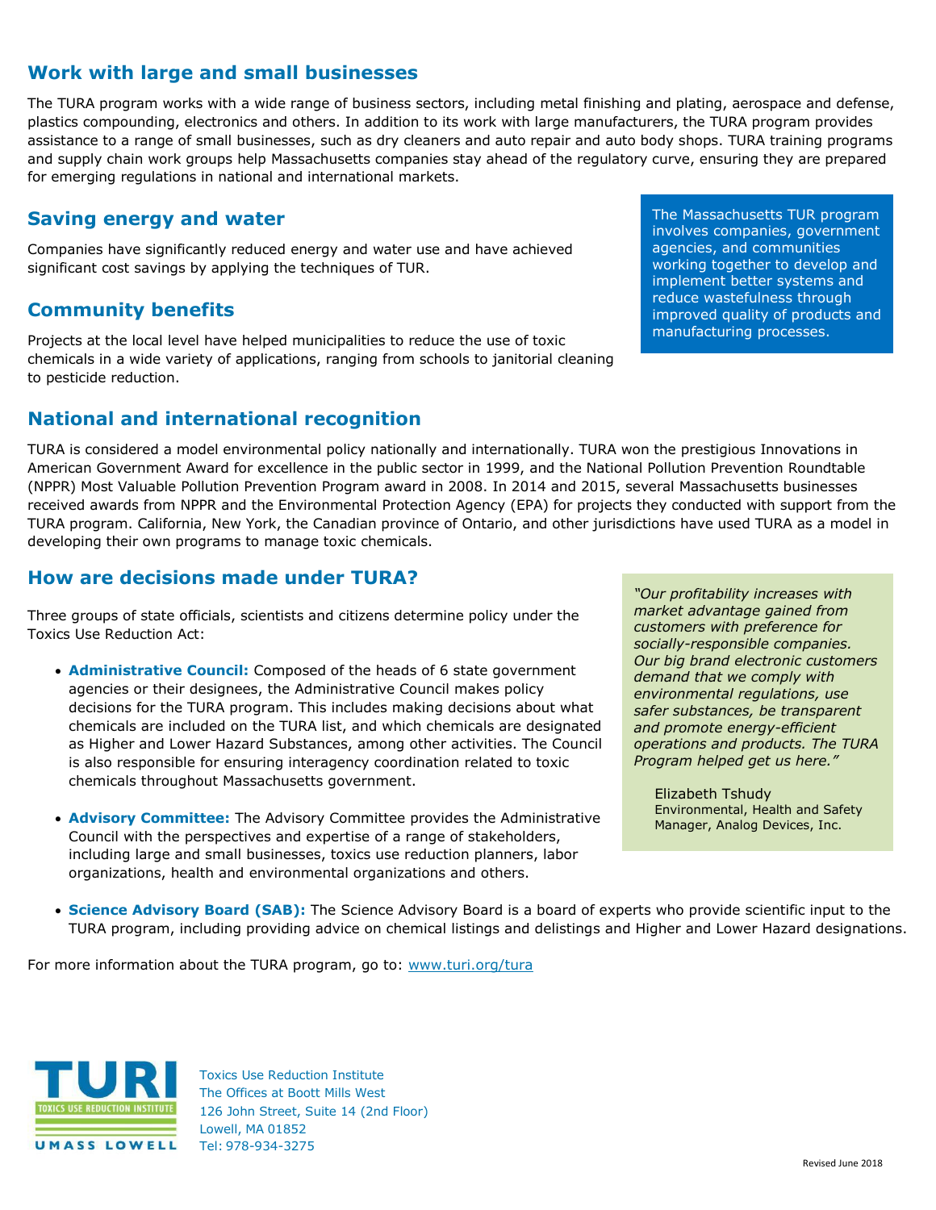## Work with large and small businesses

The TURA program works with a wide range of business sectors, including metal finishing and plating, aerospace and defense, plastics compounding, electronics and others. In addition to its work with large manufacturers, the TURA program provides assistance to a range of small businesses, such as dry cleaners and auto repair and auto body shops. TURA training programs and supply chain work groups help Massachusetts companies stay ahead of the regulatory curve, ensuring they are prepared for emerging regulations in national and international markets.

## Saving energy and water

Companies have significantly reduced energy and water use and have achieved significant cost savings by applying the techniques of TUR.

## Community benefits

Projects at the local level have helped municipalities to reduce the use of toxic chemicals in a wide variety of applications, ranging from schools to janitorial cleaning to pesticide reduction.

The Massachusetts TUR program involves companies, government agencies, and communities working together to develop and implement better systems and reduce wastefulness through improved quality of products and manufacturing processes.

## National and international recognition

TURA is considered a model environmental policy nationally and internationally. TURA won the prestigious Innovations in American Government Award for excellence in the public sector in 1999, and the National Pollution Prevention Roundtable (NPPR) Most Valuable Pollution Prevention Program award in 2008. In 2014 and 2015, several Massachusetts businesses received awards from NPPR and the Environmental Protection Agency (EPA) for projects they conducted with support from the TURA program. California, New York, the Canadian province of Ontario, and other jurisdictions have used TURA as a model in developing their own programs to manage toxic chemicals.

## How are decisions made under TURA?

Three groups of state officials, scientists and citizens determine policy under the Toxics Use Reduction Act:

- **Administrative Council:** Composed of the heads of 6 state government agencies or their designees, the Administrative Council makes policy decisions for the TURA program. This includes making decisions about what chemicals are included on the TURA list, and which chemicals are designated as Higher and Lower Hazard Substances, among other activities. The Council is also responsible for ensuring interagency coordination related to toxic chemicals throughout Massachusetts government.
- **Advisory Committee:** The Advisory Committee provides the Administrative Council with the perspectives and expertise of a range of stakeholders, including large and small businesses, toxics use reduction planners, labor organizations, health and environmental organizations and others.
- **Science Advisory Board (SAB):** The Science Advisory Board is a board of experts who provide scientific input to the TURA program, including providing advice on chemical listings and delistings and Higher and Lower Hazard designations.

*"Our profitability increases with market advantage gained from customers with preference for socially-responsible companies. Our big brand electronic customers demand that we comply with environmental regulations, use safer substances, be transparent and promote energy-efficient operations and products. The TURA Program helped get us here."*

Elizabeth Tshudy
Environmental, Health and Safety Manager, Analog Devices, Inc.

For more information about the TURA program, go to: www.turi.org/tura

TURI
TOXICS USE REDUCTION INSTITUTE
UMASS LOWELL

Toxics Use Reduction Institute
The Offices at Boott Mills West
126 John Street, Suite 14 (2nd Floor)
Lowell, MA 01852
Tel: 978-934-3275

Revised June 2018